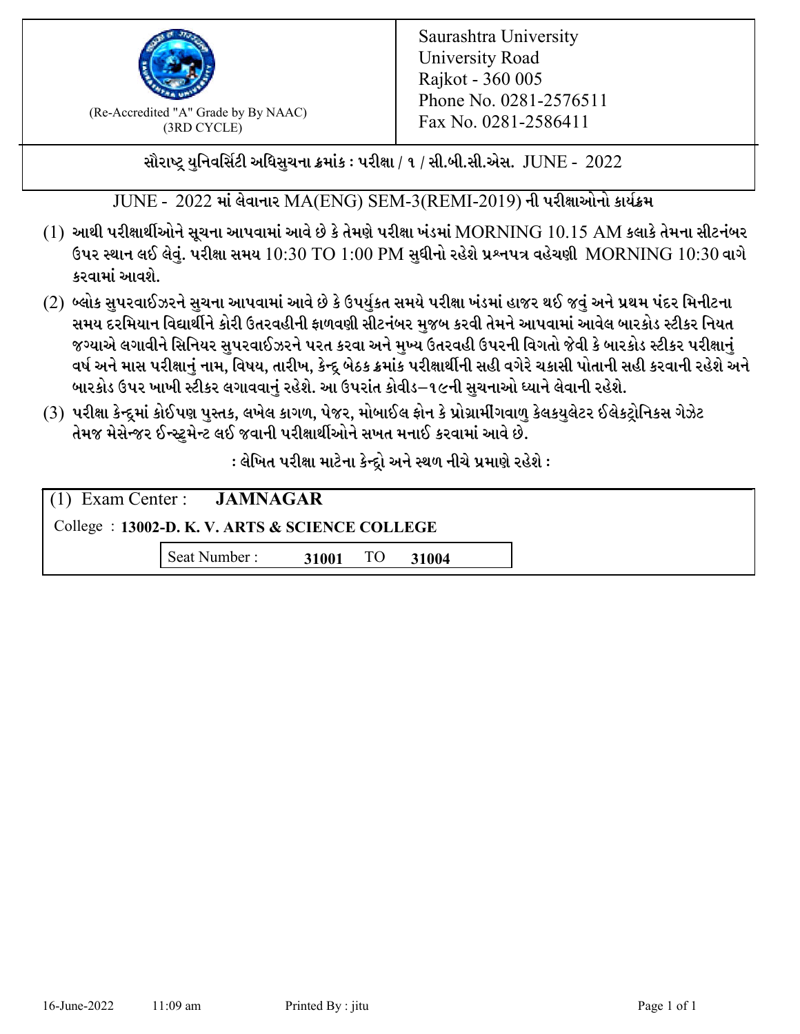(Re-Accredited "A" Grade by By NAAC)
(3RD CYCLE)

Saurashtra University
University Road
Rajkot - 360 005
Phone No. 0281-2576511
Fax No. 0281-2586411

**સૌરાષ્ટ્ર યુનિવર્સિટી અધિસુચના ક્રમાંક : પરીક્ષા / ૧ / સી.બી.સી.એસ. JUNE - 2022**

JUNE - 2022 માં લેવાનાર MA(ENG) SEM-3(REMI-2019) ની પરીક્ષાઓનો કાર્યક્રમ

(1) આથી પરીક્ષાર્થીઓને સૂચના આપવામાં આવે છે કે તેમણે પરીક્ષા ખંડમાં MORNING 10.15 AM કલાકે તેમના સીટનંબર ઉપર સ્થાન લઈ લેવું. પરીક્ષા સમય 10:30 TO 1:00 PM સુધીનો રહેશે પ્રશ્નપત્ર વહેચણી MORNING 10:30 વાગે કરવામાં આવશે.

(2) બ્લોક સુપરવાઈઝરને સુચના આપવામાં આવે છે કે ઉપર્યુકત સમયે પરીક્ષા ખંડમાં હાજર થઈ જવું અને પ્રથમ પંદર મિનીટના સમય દરમિયાન વિદ્યાર્થીને કોરી ઉતરવહીની ફાળવણી સીટનંબર મુજબ કરવી તેમને આપવામાં આવેલ બારકોડ સ્ટીકર નિયત જગ્યાએ લગાવીને સિનિયર સુપરવાઈઝરને પરત કરવા અને મુખ્ય ઉતરવહી ઉપરની વિગતો જેવી કે બારકોડ સ્ટીકર પરીક્ષાનું વર્ષ અને માસ પરીક્ષાનું નામ, વિષય, તારીખ, કેન્દ્ર બેઠક ક્રમાંક પરીક્ષાર્થીની સહી વગેરે ચકાસી પોતાની સહી કરવાની રહેશે અને બારકોડ ઉપર ખાખી સ્ટીકર લગાવવાનું રહેશે. આ ઉપરાંત કોવીડ–૧૯ની સુચનાઓ ધ્યાને લેવાની રહેશે.

(3) પરીક્ષા કેન્દ્રમાં કોઈપણ પુસ્તક, લખેલ કાગળ, પેજર, મોબાઈલ ફોન કે પ્રોગ્રામીંગવાળુ કેલકયુલેટર ઈલેકટ્રોનિકસ ગેઝેટ તેમજ મેસેન્જર ઈન્સ્ટ્રુમેન્ટ લઈ જવાની પરીક્ષાર્થીઓને સખત મનાઈ કરવામાં આવે છે.

**: લેખિત પરીક્ષા માટેના કેન્દ્રો અને સ્થળ નીચે પ્રમાણે રહેશે :**

(1) Exam Center : **JAMNAGAR**

College : **13002-D. K. V. ARTS & SCIENCE COLLEGE**

Seat Number : **31001** TO **31004**

16-June-2022 11:09 am Printed By : jitu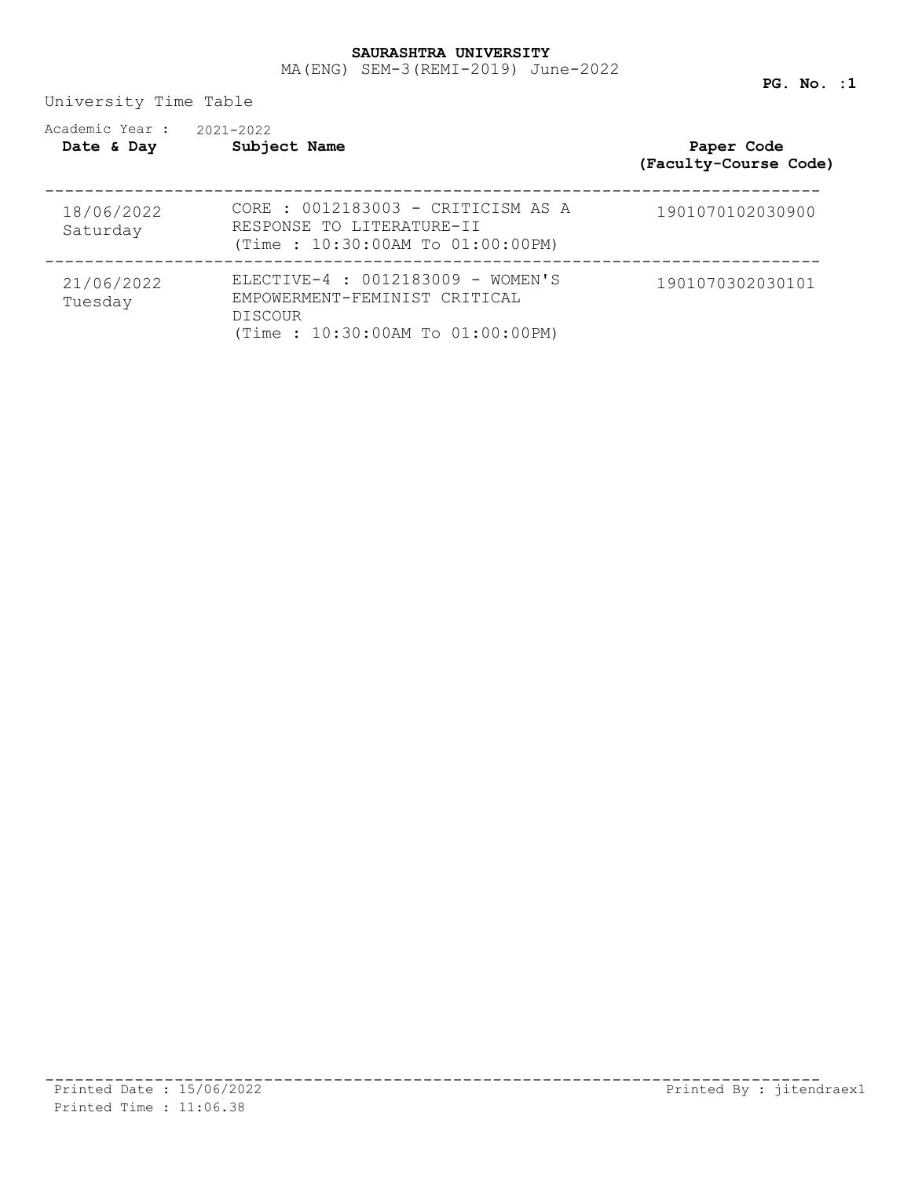**SAURASHTRA UNIVERSITY**

MA(ENG) SEM-3(REMI-2019) June-2022

University Time Table

Academic Year : 2021-2022

| Date & Day | Subject Name | Paper Code (Faculty-Course Code) |
|---|---|---|
| 18/06/2022 Saturday | CORE : 0012183003 - CRITICISM AS A RESPONSE TO LITERATURE-II (Time : 10:30:00AM To 01:00:00PM) | 1901070102030900 |
| 21/06/2022 Tuesday | ELECTIVE-4 : 0012183009 - WOMEN'S EMPOWERMENT-FEMINIST CRITICAL DISCOUR (Time : 10:30:00AM To 01:00:00PM) | 1901070302030101 |

Printed Date : 15/06/2022

Printed Time : 11:06.38

Printed By : jitendraex1